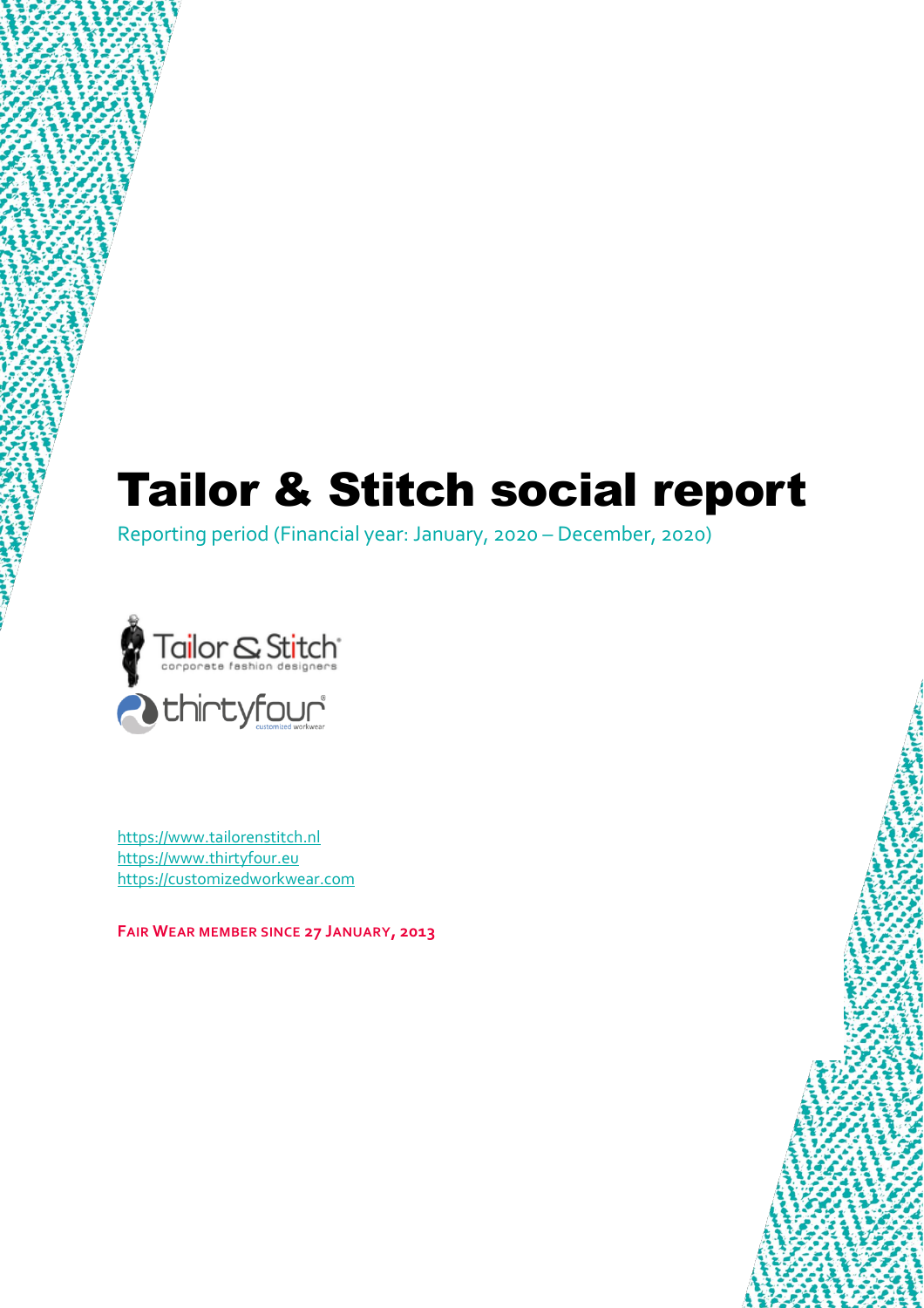# Tailor & Stitch social report

Reporting period (Financial year: January, 2020 – December, 2020)

https://www.tailorenstitch.nl
https://www.thirtyfour.eu
https://customizedworkwear.com

**FAIR WEAR MEMBER SINCE 27 JANUARY, 2013**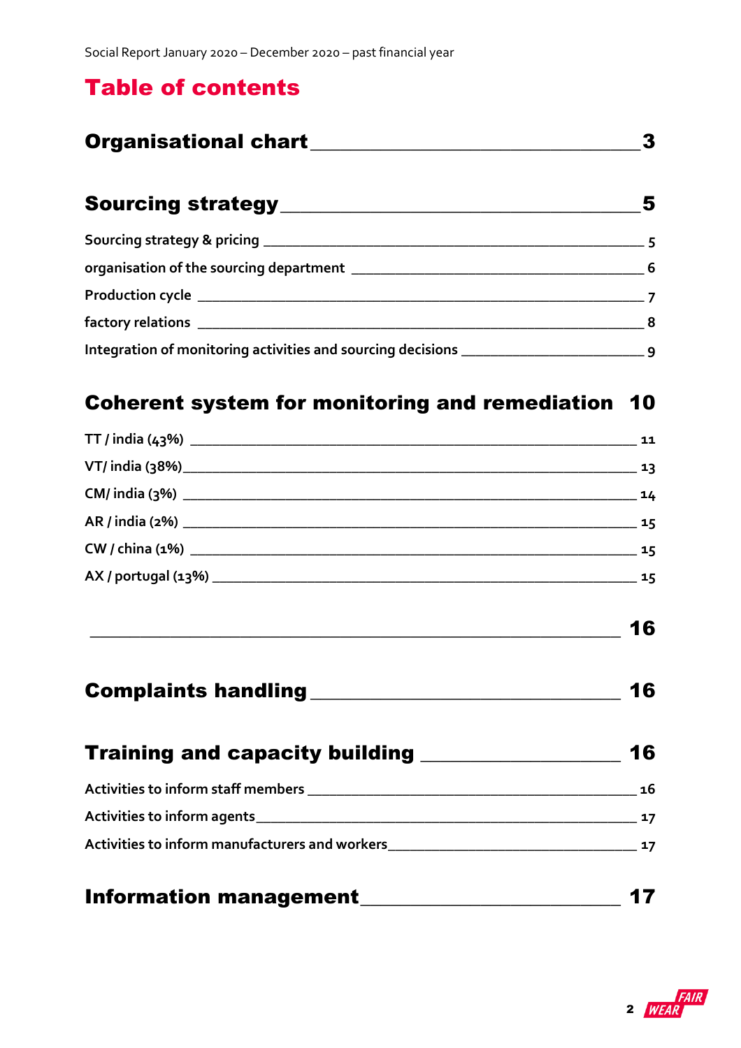# Table of contents

**Organisational chart** ______ **3**

**Sourcing strategy** ______ **5**

Sourcing strategy & pricing ______ 5

organisation of the sourcing department ______ 6

Production cycle ______ 7

factory relations ______ 8

Integration of monitoring activities and sourcing decisions ______ 9

**Coherent system for monitoring and remediation** **10**

TT / india (43%) ______ 11

VT/ india (38%) ______ 13

CM/ india (3%) ______ 14

AR / india (2%) ______ 15

CW / china (1%) ______ 15

AX / portugal (13%) ______ 15

______ **16**

**Complaints handling** ______ **16**

**Training and capacity building** ______ **16**

Activities to inform staff members ______ 16

Activities to inform agents ______ 17

Activities to inform manufacturers and workers ______ 17

**Information management** ______ **17**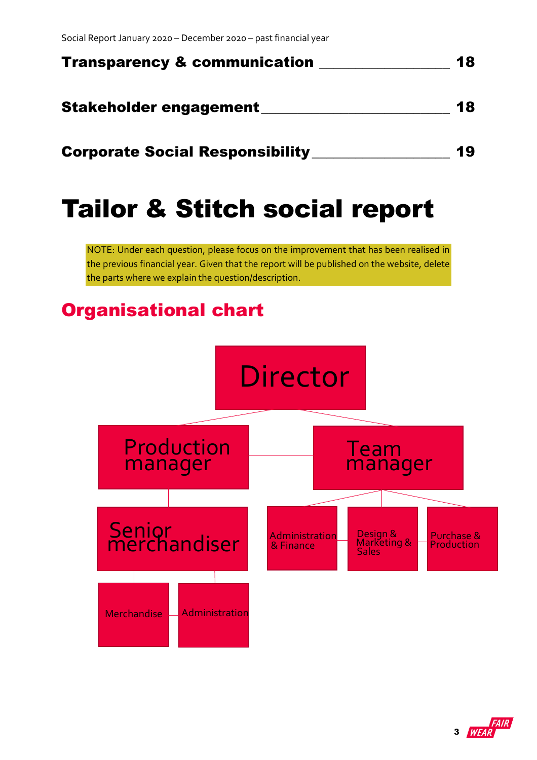Social Report January 2020 – December 2020 – past financial year

**Transparency & communication ________________ 18**

**Stakeholder engagement ________________ 18**

**Corporate Social Responsibility ________________ 19**

# Tailor & Stitch social report

NOTE: Under each question, please focus on the improvement that has been realised in the previous financial year. Given that the report will be published on the website, delete the parts where we explain the question/description.

## Organisational chart

- Director
  - Production manager
    - Senior merchandiser
      - Merchandise
      - Administration
  - Team manager
    - Administration & Finance
    - Design & Marketing & Sales
    - Purchase & Production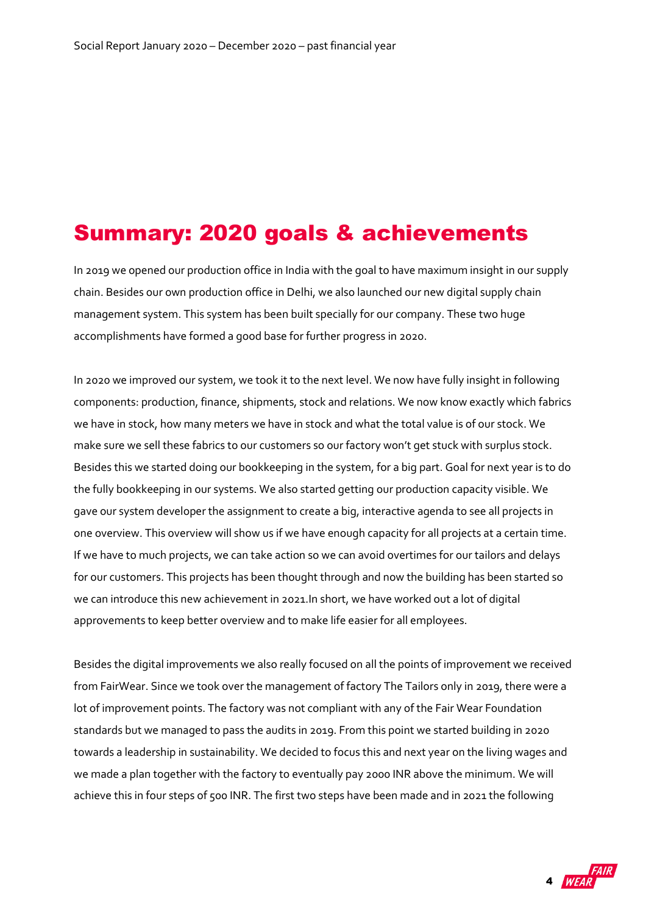## Summary: 2020 goals & achievements

In 2019 we opened our production office in India with the goal to have maximum insight in our supply chain. Besides our own production office in Delhi, we also launched our new digital supply chain management system. This system has been built specially for our company. These two huge accomplishments have formed a good base for further progress in 2020.

In 2020 we improved our system, we took it to the next level. We now have fully insight in following components: production, finance, shipments, stock and relations. We now know exactly which fabrics we have in stock, how many meters we have in stock and what the total value is of our stock. We make sure we sell these fabrics to our customers so our factory won't get stuck with surplus stock. Besides this we started doing our bookkeeping in the system, for a big part. Goal for next year is to do the fully bookkeeping in our systems. We also started getting our production capacity visible. We gave our system developer the assignment to create a big, interactive agenda to see all projects in one overview. This overview will show us if we have enough capacity for all projects at a certain time. If we have to much projects, we can take action so we can avoid overtimes for our tailors and delays for our customers. This projects has been thought through and now the building has been started so we can introduce this new achievement in 2021.In short, we have worked out a lot of digital approvements to keep better overview and to make life easier for all employees.

Besides the digital improvements we also really focused on all the points of improvement we received from FairWear. Since we took over the management of factory The Tailors only in 2019, there were a lot of improvement points. The factory was not compliant with any of the Fair Wear Foundation standards but we managed to pass the audits in 2019. From this point we started building in 2020 towards a leadership in sustainability. We decided to focus this and next year on the living wages and we made a plan together with the factory to eventually pay 2000 INR above the minimum. We will achieve this in four steps of 500 INR. The first two steps have been made and in 2021 the following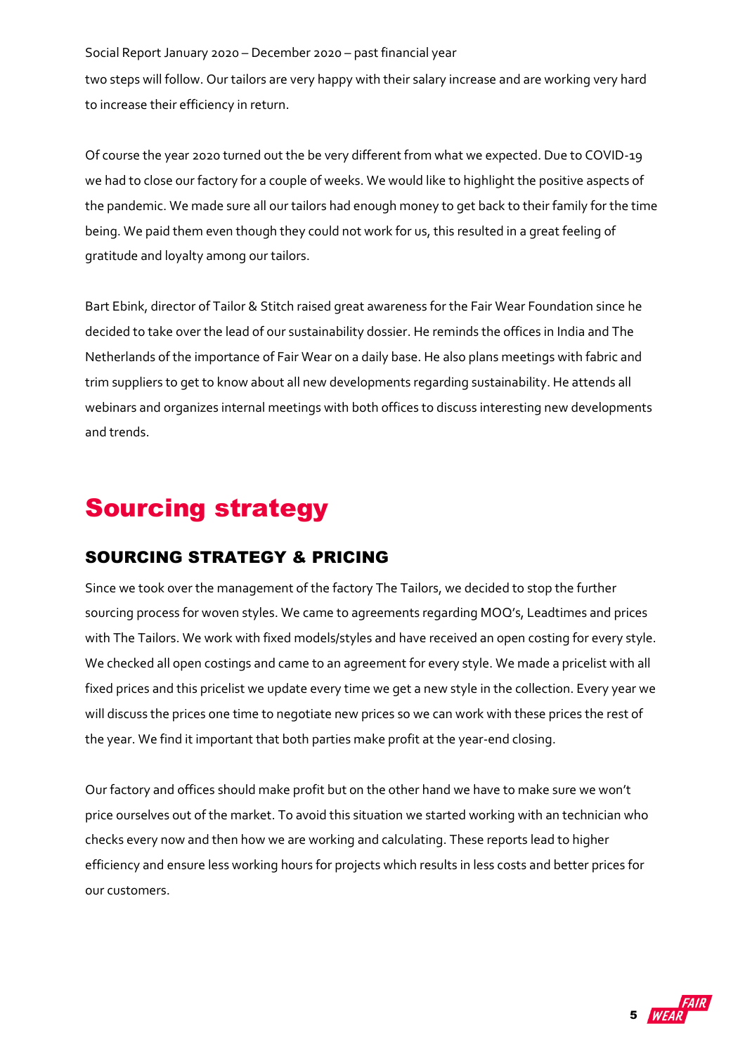two steps will follow. Our tailors are very happy with their salary increase and are working very hard to increase their efficiency in return.

Of course the year 2020 turned out the be very different from what we expected. Due to COVID-19 we had to close our factory for a couple of weeks. We would like to highlight the positive aspects of the pandemic. We made sure all our tailors had enough money to get back to their family for the time being. We paid them even though they could not work for us, this resulted in a great feeling of gratitude and loyalty among our tailors.

Bart Ebink, director of Tailor & Stitch raised great awareness for the Fair Wear Foundation since he decided to take over the lead of our sustainability dossier. He reminds the offices in India and The Netherlands of the importance of Fair Wear on a daily base. He also plans meetings with fabric and trim suppliers to get to know about all new developments regarding sustainability. He attends all webinars and organizes internal meetings with both offices to discuss interesting new developments and trends.

# Sourcing strategy

## SOURCING STRATEGY & PRICING

Since we took over the management of the factory The Tailors, we decided to stop the further sourcing process for woven styles. We came to agreements regarding MOQ's, Leadtimes and prices with The Tailors. We work with fixed models/styles and have received an open costing for every style. We checked all open costings and came to an agreement for every style. We made a pricelist with all fixed prices and this pricelist we update every time we get a new style in the collection. Every year we will discuss the prices one time to negotiate new prices so we can work with these prices the rest of the year. We find it important that both parties make profit at the year-end closing.

Our factory and offices should make profit but on the other hand we have to make sure we won't price ourselves out of the market. To avoid this situation we started working with an technician who checks every now and then how we are working and calculating. These reports lead to higher efficiency and ensure less working hours for projects which results in less costs and better prices for our customers.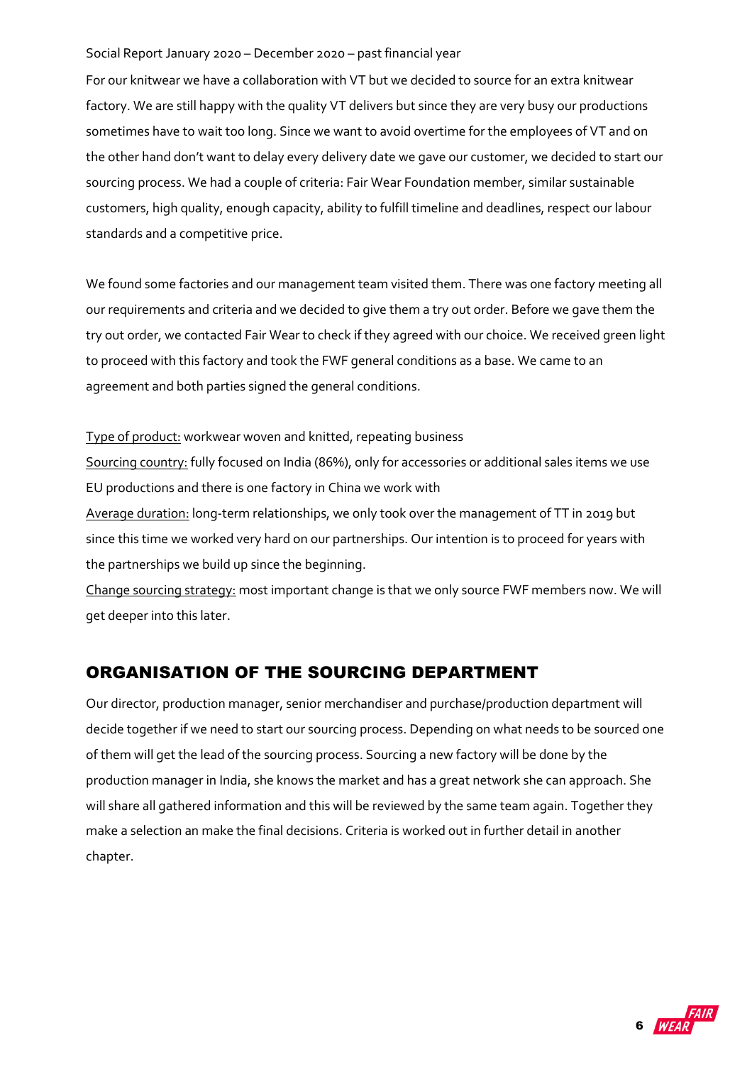Social Report January 2020 – December 2020 – past financial year

For our knitwear we have a collaboration with VT but we decided to source for an extra knitwear factory. We are still happy with the quality VT delivers but since they are very busy our productions sometimes have to wait too long. Since we want to avoid overtime for the employees of VT and on the other hand don't want to delay every delivery date we gave our customer, we decided to start our sourcing process. We had a couple of criteria: Fair Wear Foundation member, similar sustainable customers, high quality, enough capacity, ability to fulfill timeline and deadlines, respect our labour standards and a competitive price.

We found some factories and our management team visited them. There was one factory meeting all our requirements and criteria and we decided to give them a try out order. Before we gave them the try out order, we contacted Fair Wear to check if they agreed with our choice. We received green light to proceed with this factory and took the FWF general conditions as a base. We came to an agreement and both parties signed the general conditions.

Type of product: workwear woven and knitted, repeating business

Sourcing country: fully focused on India (86%), only for accessories or additional sales items we use EU productions and there is one factory in China we work with

Average duration: long-term relationships, we only took over the management of TT in 2019 but since this time we worked very hard on our partnerships. Our intention is to proceed for years with the partnerships we build up since the beginning.

Change sourcing strategy: most important change is that we only source FWF members now. We will get deeper into this later.

## ORGANISATION OF THE SOURCING DEPARTMENT

Our director, production manager, senior merchandiser and purchase/production department will decide together if we need to start our sourcing process. Depending on what needs to be sourced one of them will get the lead of the sourcing process. Sourcing a new factory will be done by the production manager in India, she knows the market and has a great network she can approach. She will share all gathered information and this will be reviewed by the same team again. Together they make a selection an make the final decisions. Criteria is worked out in further detail in another chapter.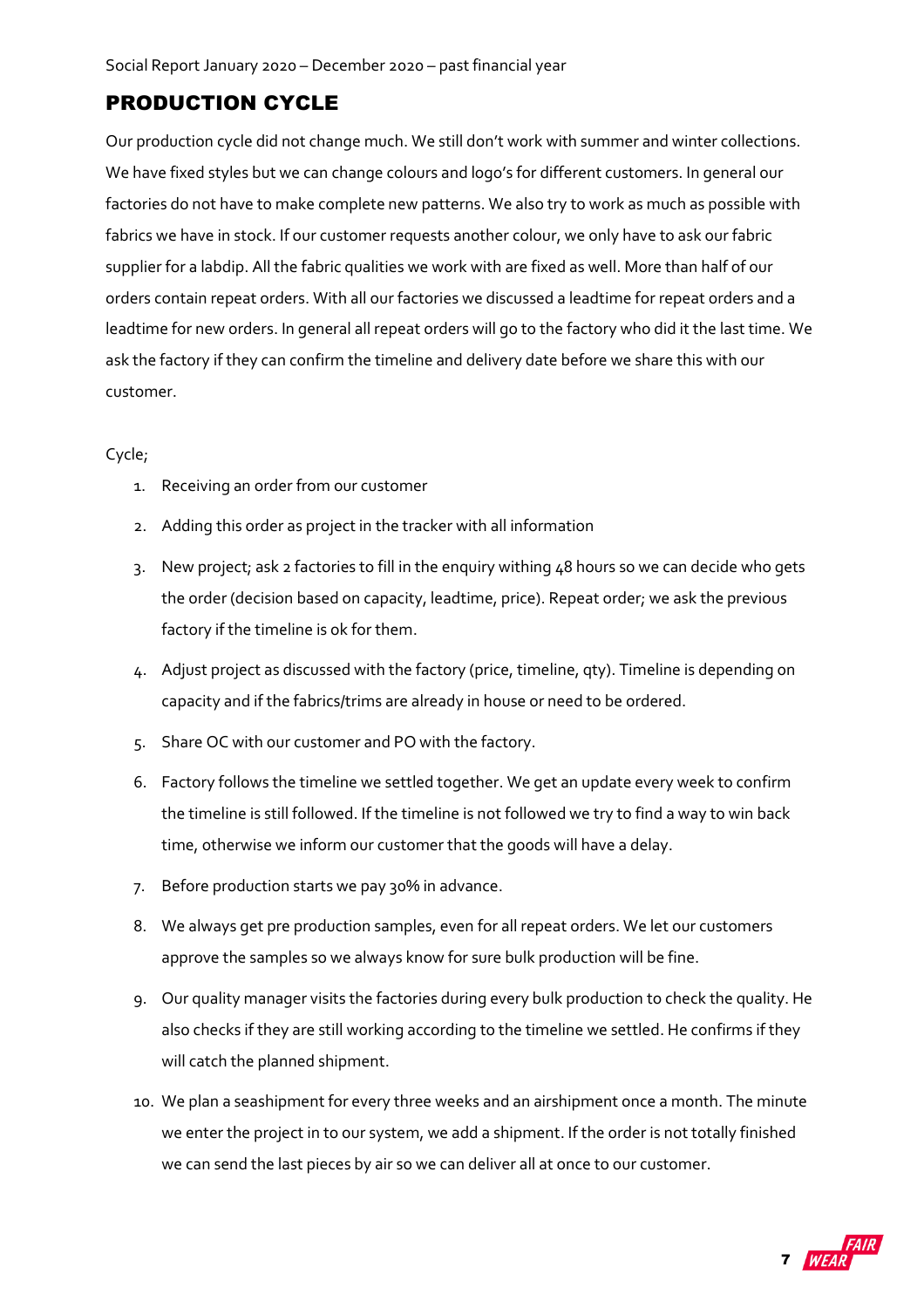## PRODUCTION CYCLE

Our production cycle did not change much. We still don't work with summer and winter collections. We have fixed styles but we can change colours and logo's for different customers. In general our factories do not have to make complete new patterns. We also try to work as much as possible with fabrics we have in stock. If our customer requests another colour, we only have to ask our fabric supplier for a labdip. All the fabric qualities we work with are fixed as well. More than half of our orders contain repeat orders. With all our factories we discussed a leadtime for repeat orders and a leadtime for new orders. In general all repeat orders will go to the factory who did it the last time. We ask the factory if they can confirm the timeline and delivery date before we share this with our customer.

Cycle;

1. Receiving an order from our customer
2. Adding this order as project in the tracker with all information
3. New project; ask 2 factories to fill in the enquiry withing 48 hours so we can decide who gets the order (decision based on capacity, leadtime, price). Repeat order; we ask the previous factory if the timeline is ok for them.
4. Adjust project as discussed with the factory (price, timeline, qty). Timeline is depending on capacity and if the fabrics/trims are already in house or need to be ordered.
5. Share OC with our customer and PO with the factory.
6. Factory follows the timeline we settled together. We get an update every week to confirm the timeline is still followed. If the timeline is not followed we try to find a way to win back time, otherwise we inform our customer that the goods will have a delay.
7. Before production starts we pay 30% in advance.
8. We always get pre production samples, even for all repeat orders. We let our customers approve the samples so we always know for sure bulk production will be fine.
9. Our quality manager visits the factories during every bulk production to check the quality. He also checks if they are still working according to the timeline we settled. He confirms if they will catch the planned shipment.
10. We plan a seashipment for every three weeks and an airshipment once a month. The minute we enter the project in to our system, we add a shipment. If the order is not totally finished we can send the last pieces by air so we can deliver all at once to our customer.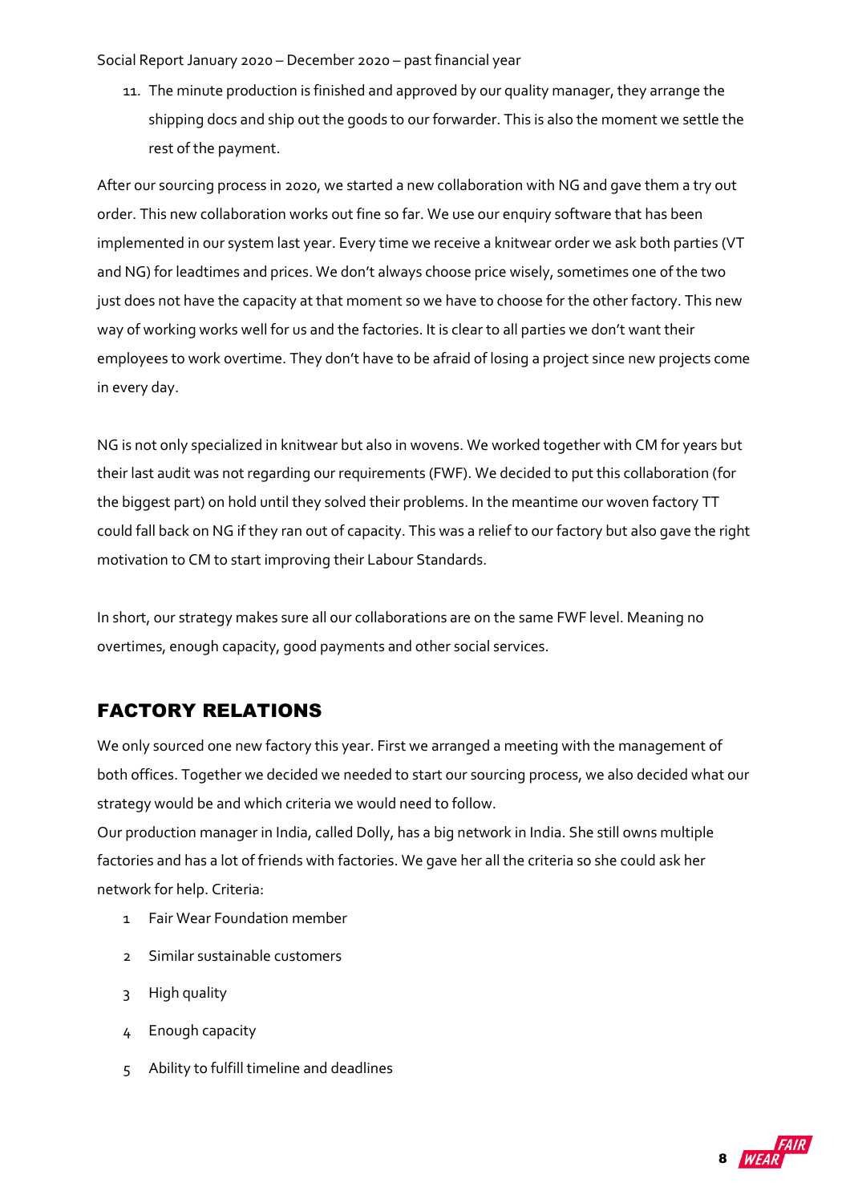11. The minute production is finished and approved by our quality manager, they arrange the shipping docs and ship out the goods to our forwarder. This is also the moment we settle the rest of the payment.

After our sourcing process in 2020, we started a new collaboration with NG and gave them a try out order. This new collaboration works out fine so far. We use our enquiry software that has been implemented in our system last year. Every time we receive a knitwear order we ask both parties (VT and NG) for leadtimes and prices. We don't always choose price wisely, sometimes one of the two just does not have the capacity at that moment so we have to choose for the other factory. This new way of working works well for us and the factories. It is clear to all parties we don't want their employees to work overtime. They don't have to be afraid of losing a project since new projects come in every day.

NG is not only specialized in knitwear but also in wovens. We worked together with CM for years but their last audit was not regarding our requirements (FWF). We decided to put this collaboration (for the biggest part) on hold until they solved their problems. In the meantime our woven factory TT could fall back on NG if they ran out of capacity. This was a relief to our factory but also gave the right motivation to CM to start improving their Labour Standards.

In short, our strategy makes sure all our collaborations are on the same FWF level. Meaning no overtimes, enough capacity, good payments and other social services.

## FACTORY RELATIONS

We only sourced one new factory this year. First we arranged a meeting with the management of both offices. Together we decided we needed to start our sourcing process, we also decided what our strategy would be and which criteria we would need to follow.
Our production manager in India, called Dolly, has a big network in India. She still owns multiple factories and has a lot of friends with factories. We gave her all the criteria so she could ask her network for help. Criteria:

1. Fair Wear Foundation member
2. Similar sustainable customers
3. High quality
4. Enough capacity
5. Ability to fulfill timeline and deadlines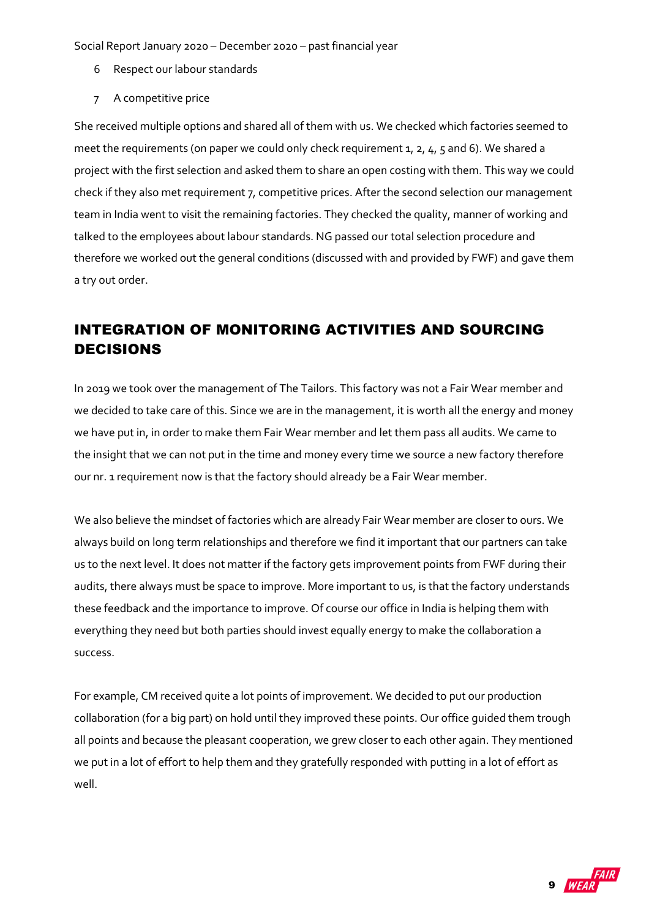6. Respect our labour standards
7. A competitive price

She received multiple options and shared all of them with us. We checked which factories seemed to meet the requirements (on paper we could only check requirement 1, 2, 4, 5 and 6). We shared a project with the first selection and asked them to share an open costing with them. This way we could check if they also met requirement 7, competitive prices. After the second selection our management team in India went to visit the remaining factories. They checked the quality, manner of working and talked to the employees about labour standards. NG passed our total selection procedure and therefore we worked out the general conditions (discussed with and provided by FWF) and gave them a try out order.

## INTEGRATION OF MONITORING ACTIVITIES AND SOURCING DECISIONS

In 2019 we took over the management of The Tailors. This factory was not a Fair Wear member and we decided to take care of this. Since we are in the management, it is worth all the energy and money we have put in, in order to make them Fair Wear member and let them pass all audits. We came to the insight that we can not put in the time and money every time we source a new factory therefore our nr. 1 requirement now is that the factory should already be a Fair Wear member.

We also believe the mindset of factories which are already Fair Wear member are closer to ours. We always build on long term relationships and therefore we find it important that our partners can take us to the next level. It does not matter if the factory gets improvement points from FWF during their audits, there always must be space to improve. More important to us, is that the factory understands these feedback and the importance to improve. Of course our office in India is helping them with everything they need but both parties should invest equally energy to make the collaboration a success.

For example, CM received quite a lot points of improvement. We decided to put our production collaboration (for a big part) on hold until they improved these points. Our office guided them trough all points and because the pleasant cooperation, we grew closer to each other again. They mentioned we put in a lot of effort to help them and they gratefully responded with putting in a lot of effort as well.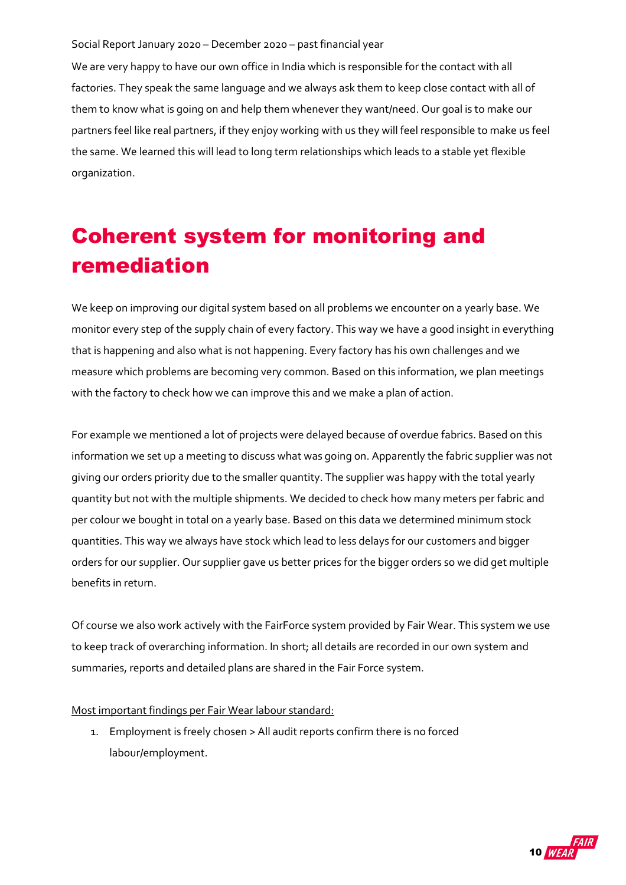We are very happy to have our own office in India which is responsible for the contact with all factories. They speak the same language and we always ask them to keep close contact with all of them to know what is going on and help them whenever they want/need. Our goal is to make our partners feel like real partners, if they enjoy working with us they will feel responsible to make us feel the same. We learned this will lead to long term relationships which leads to a stable yet flexible organization.

# Coherent system for monitoring and remediation

We keep on improving our digital system based on all problems we encounter on a yearly base. We monitor every step of the supply chain of every factory. This way we have a good insight in everything that is happening and also what is not happening. Every factory has his own challenges and we measure which problems are becoming very common. Based on this information, we plan meetings with the factory to check how we can improve this and we make a plan of action.

For example we mentioned a lot of projects were delayed because of overdue fabrics. Based on this information we set up a meeting to discuss what was going on. Apparently the fabric supplier was not giving our orders priority due to the smaller quantity. The supplier was happy with the total yearly quantity but not with the multiple shipments. We decided to check how many meters per fabric and per colour we bought in total on a yearly base. Based on this data we determined minimum stock quantities. This way we always have stock which lead to less delays for our customers and bigger orders for our supplier. Our supplier gave us better prices for the bigger orders so we did get multiple benefits in return.

Of course we also work actively with the FairForce system provided by Fair Wear. This system we use to keep track of overarching information. In short; all details are recorded in our own system and summaries, reports and detailed plans are shared in the Fair Force system.

<u>Most important findings per Fair Wear labour standard:</u>

1. Employment is freely chosen > All audit reports confirm there is no forced labour/employment.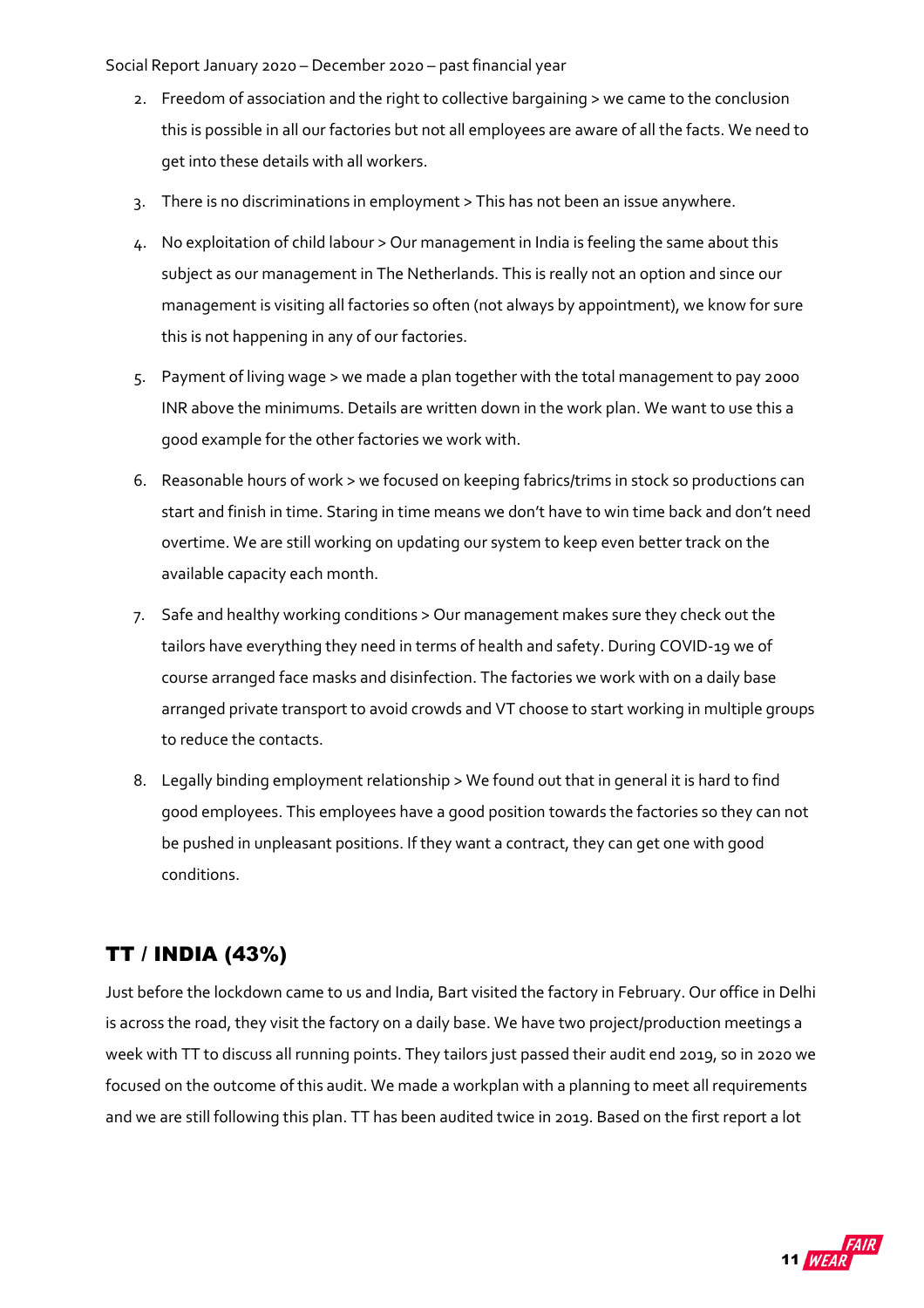2. Freedom of association and the right to collective bargaining > we came to the conclusion this is possible in all our factories but not all employees are aware of all the facts. We need to get into these details with all workers.
3. There is no discriminations in employment > This has not been an issue anywhere.
4. No exploitation of child labour > Our management in India is feeling the same about this subject as our management in The Netherlands. This is really not an option and since our management is visiting all factories so often (not always by appointment), we know for sure this is not happening in any of our factories.
5. Payment of living wage > we made a plan together with the total management to pay 2000 INR above the minimums. Details are written down in the work plan. We want to use this a good example for the other factories we work with.
6. Reasonable hours of work > we focused on keeping fabrics/trims in stock so productions can start and finish in time. Staring in time means we don't have to win time back and don't need overtime. We are still working on updating our system to keep even better track on the available capacity each month.
7. Safe and healthy working conditions > Our management makes sure they check out the tailors have everything they need in terms of health and safety. During COVID-19 we of course arranged face masks and disinfection. The factories we work with on a daily base arranged private transport to avoid crowds and VT choose to start working in multiple groups to reduce the contacts.
8. Legally binding employment relationship > We found out that in general it is hard to find good employees. This employees have a good position towards the factories so they can not be pushed in unpleasant positions. If they want a contract, they can get one with good conditions.

## TT / INDIA (43%)

Just before the lockdown came to us and India, Bart visited the factory in February. Our office in Delhi is across the road, they visit the factory on a daily base. We have two project/production meetings a week with TT to discuss all running points. They tailors just passed their audit end 2019, so in 2020 we focused on the outcome of this audit. We made a workplan with a planning to meet all requirements and we are still following this plan. TT has been audited twice in 2019. Based on the first report a lot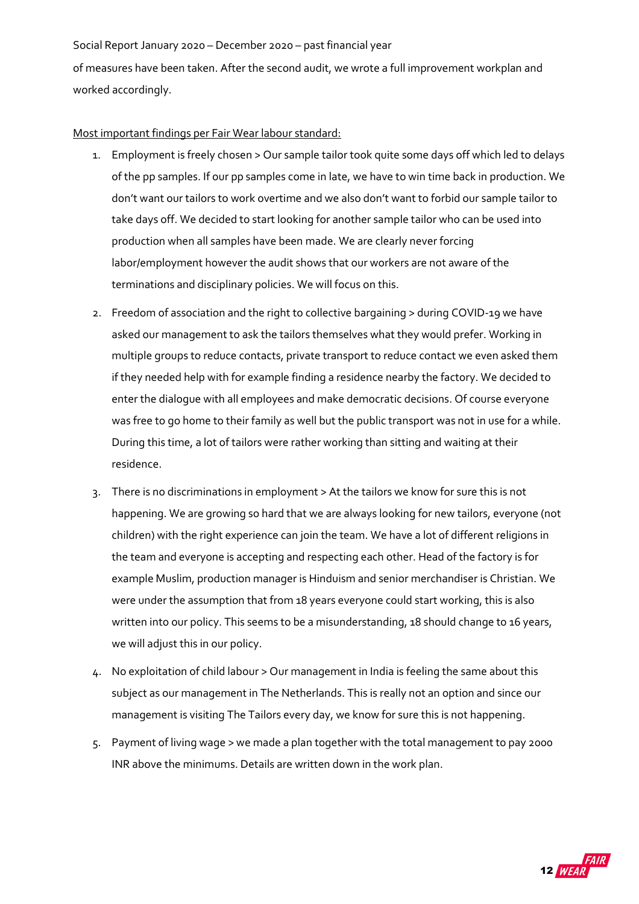of measures have been taken. After the second audit, we wrote a full improvement workplan and worked accordingly.

Most important findings per Fair Wear labour standard:

1. Employment is freely chosen > Our sample tailor took quite some days off which led to delays of the pp samples. If our pp samples come in late, we have to win time back in production. We don't want our tailors to work overtime and we also don't want to forbid our sample tailor to take days off. We decided to start looking for another sample tailor who can be used into production when all samples have been made. We are clearly never forcing labor/employment however the audit shows that our workers are not aware of the terminations and disciplinary policies. We will focus on this.
2. Freedom of association and the right to collective bargaining > during COVID-19 we have asked our management to ask the tailors themselves what they would prefer. Working in multiple groups to reduce contacts, private transport to reduce contact we even asked them if they needed help with for example finding a residence nearby the factory. We decided to enter the dialogue with all employees and make democratic decisions. Of course everyone was free to go home to their family as well but the public transport was not in use for a while. During this time, a lot of tailors were rather working than sitting and waiting at their residence.
3. There is no discriminations in employment > At the tailors we know for sure this is not happening. We are growing so hard that we are always looking for new tailors, everyone (not children) with the right experience can join the team. We have a lot of different religions in the team and everyone is accepting and respecting each other. Head of the factory is for example Muslim, production manager is Hinduism and senior merchandiser is Christian. We were under the assumption that from 18 years everyone could start working, this is also written into our policy. This seems to be a misunderstanding, 18 should change to 16 years, we will adjust this in our policy.
4. No exploitation of child labour > Our management in India is feeling the same about this subject as our management in The Netherlands. This is really not an option and since our management is visiting The Tailors every day, we know for sure this is not happening.
5. Payment of living wage > we made a plan together with the total management to pay 2000 INR above the minimums. Details are written down in the work plan.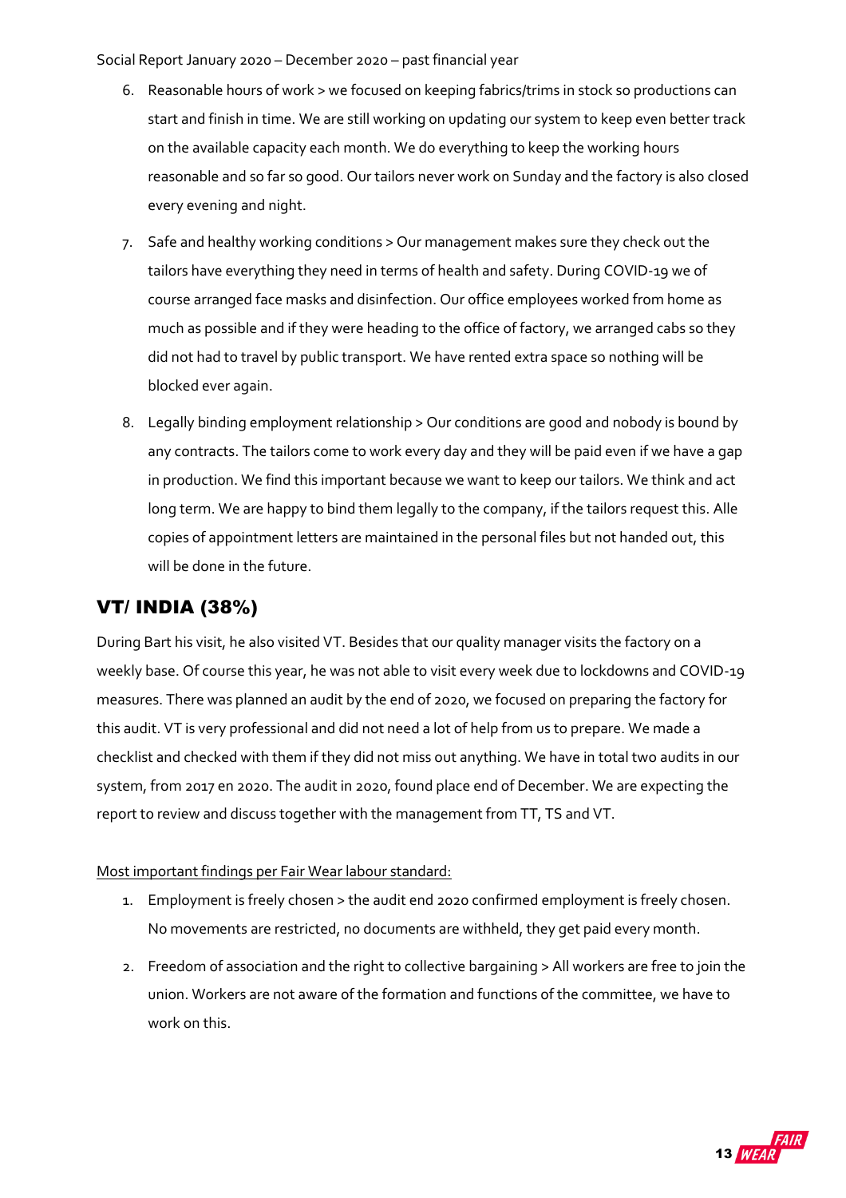6. Reasonable hours of work > we focused on keeping fabrics/trims in stock so productions can start and finish in time. We are still working on updating our system to keep even better track on the available capacity each month. We do everything to keep the working hours reasonable and so far so good. Our tailors never work on Sunday and the factory is also closed every evening and night.
7. Safe and healthy working conditions > Our management makes sure they check out the tailors have everything they need in terms of health and safety. During COVID-19 we of course arranged face masks and disinfection. Our office employees worked from home as much as possible and if they were heading to the office of factory, we arranged cabs so they did not had to travel by public transport. We have rented extra space so nothing will be blocked ever again.
8. Legally binding employment relationship > Our conditions are good and nobody is bound by any contracts. The tailors come to work every day and they will be paid even if we have a gap in production. We find this important because we want to keep our tailors. We think and act long term. We are happy to bind them legally to the company, if the tailors request this. Alle copies of appointment letters are maintained in the personal files but not handed out, this will be done in the future.

## VT/ INDIA (38%)

During Bart his visit, he also visited VT. Besides that our quality manager visits the factory on a weekly base. Of course this year, he was not able to visit every week due to lockdowns and COVID-19 measures. There was planned an audit by the end of 2020, we focused on preparing the factory for this audit. VT is very professional and did not need a lot of help from us to prepare. We made a checklist and checked with them if they did not miss out anything. We have in total two audits in our system, from 2017 en 2020. The audit in 2020, found place end of December. We are expecting the report to review and discuss together with the management from TT, TS and VT.

<u>Most important findings per Fair Wear labour standard:</u>

1. Employment is freely chosen > the audit end 2020 confirmed employment is freely chosen. No movements are restricted, no documents are withheld, they get paid every month.
2. Freedom of association and the right to collective bargaining > All workers are free to join the union. Workers are not aware of the formation and functions of the committee, we have to work on this.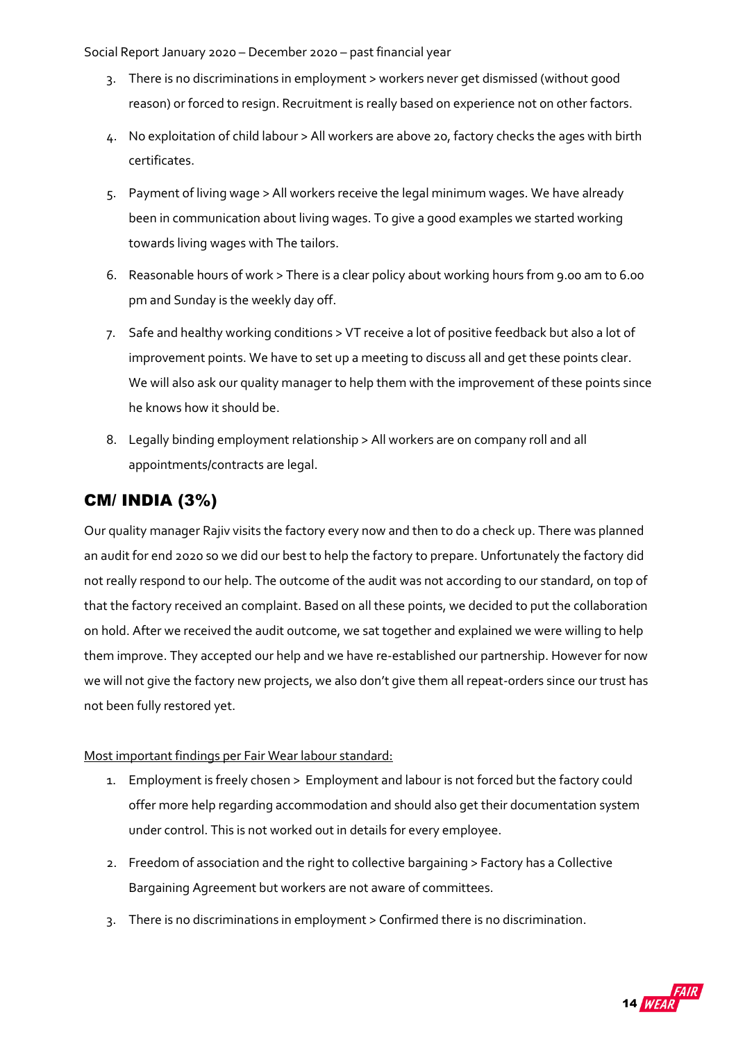3. There is no discriminations in employment > workers never get dismissed (without good reason) or forced to resign. Recruitment is really based on experience not on other factors.
4. No exploitation of child labour > All workers are above 20, factory checks the ages with birth certificates.
5. Payment of living wage > All workers receive the legal minimum wages. We have already been in communication about living wages. To give a good examples we started working towards living wages with The tailors.
6. Reasonable hours of work > There is a clear policy about working hours from 9.00 am to 6.00 pm and Sunday is the weekly day off.
7. Safe and healthy working conditions > VT receive a lot of positive feedback but also a lot of improvement points. We have to set up a meeting to discuss all and get these points clear. We will also ask our quality manager to help them with the improvement of these points since he knows how it should be.
8. Legally binding employment relationship > All workers are on company roll and all appointments/contracts are legal.

## CM/ INDIA (3%)

Our quality manager Rajiv visits the factory every now and then to do a check up. There was planned an audit for end 2020 so we did our best to help the factory to prepare. Unfortunately the factory did not really respond to our help. The outcome of the audit was not according to our standard, on top of that the factory received an complaint. Based on all these points, we decided to put the collaboration on hold. After we received the audit outcome, we sat together and explained we were willing to help them improve. They accepted our help and we have re-established our partnership. However for now we will not give the factory new projects, we also don't give them all repeat-orders since our trust has not been fully restored yet.

<u>Most important findings per Fair Wear labour standard:</u>

1. Employment is freely chosen > Employment and labour is not forced but the factory could offer more help regarding accommodation and should also get their documentation system under control. This is not worked out in details for every employee.
2. Freedom of association and the right to collective bargaining > Factory has a Collective Bargaining Agreement but workers are not aware of committees.
3. There is no discriminations in employment > Confirmed there is no discrimination.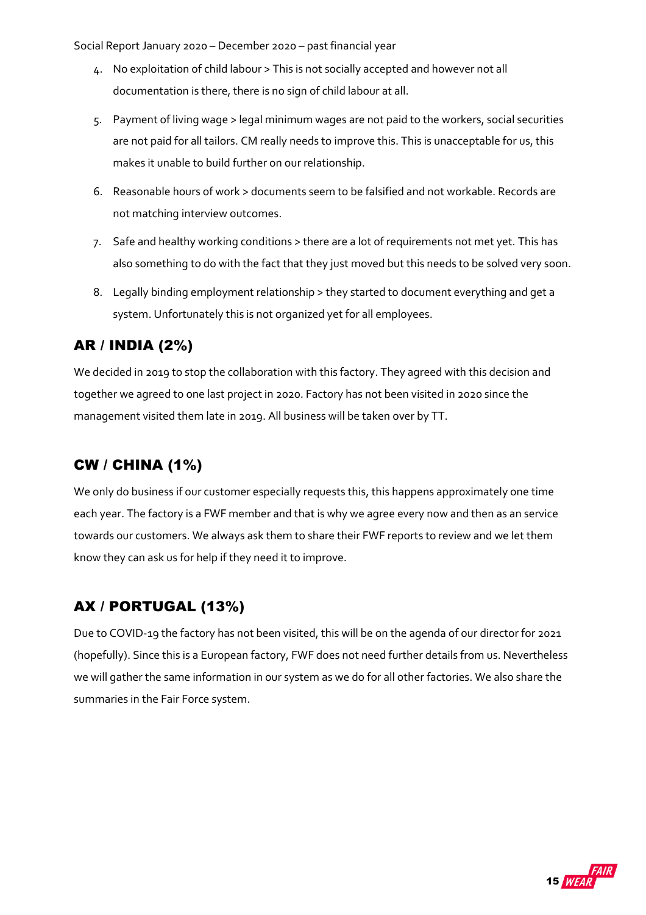4. No exploitation of child labour > This is not socially accepted and however not all documentation is there, there is no sign of child labour at all.
5. Payment of living wage > legal minimum wages are not paid to the workers, social securities are not paid for all tailors. CM really needs to improve this. This is unacceptable for us, this makes it unable to build further on our relationship.
6. Reasonable hours of work > documents seem to be falsified and not workable. Records are not matching interview outcomes.
7. Safe and healthy working conditions > there are a lot of requirements not met yet. This has also something to do with the fact that they just moved but this needs to be solved very soon.
8. Legally binding employment relationship > they started to document everything and get a system. Unfortunately this is not organized yet for all employees.

## AR / INDIA (2%)

We decided in 2019 to stop the collaboration with this factory. They agreed with this decision and together we agreed to one last project in 2020. Factory has not been visited in 2020 since the management visited them late in 2019. All business will be taken over by TT.

## CW / CHINA (1%)

We only do business if our customer especially requests this, this happens approximately one time each year. The factory is a FWF member and that is why we agree every now and then as an service towards our customers. We always ask them to share their FWF reports to review and we let them know they can ask us for help if they need it to improve.

## AX / PORTUGAL (13%)

Due to COVID-19 the factory has not been visited, this will be on the agenda of our director for 2021 (hopefully). Since this is a European factory, FWF does not need further details from us. Nevertheless we will gather the same information in our system as we do for all other factories. We also share the summaries in the Fair Force system.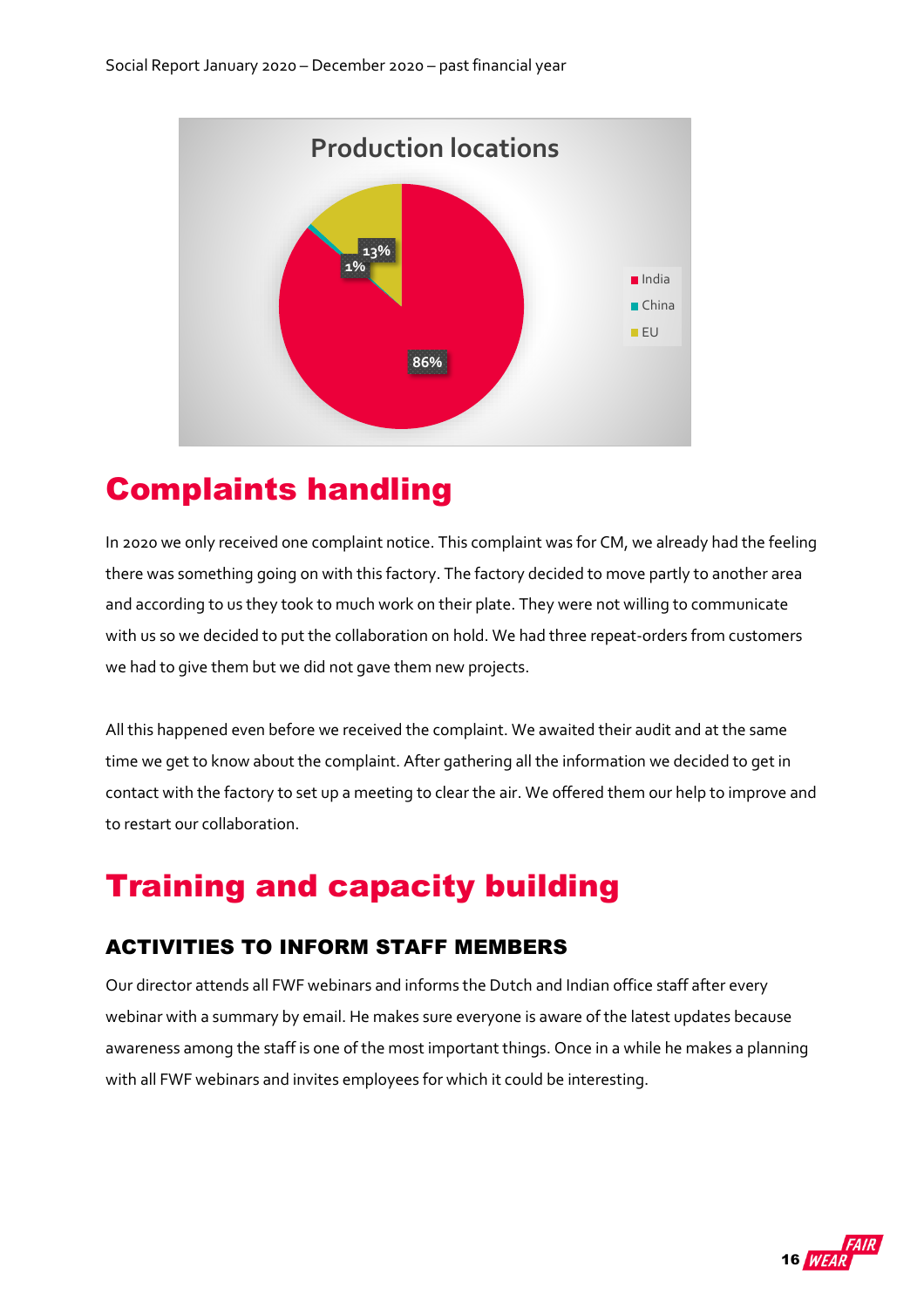Production locations

- India: 86%
- China: 1%
- EU: 13%

# Complaints handling

In 2020 we only received one complaint notice. This complaint was for CM, we already had the feeling there was something going on with this factory. The factory decided to move partly to another area and according to us they took to much work on their plate. They were not willing to communicate with us so we decided to put the collaboration on hold. We had three repeat-orders from customers we had to give them but we did not gave them new projects.

All this happened even before we received the complaint. We awaited their audit and at the same time we get to know about the complaint. After gathering all the information we decided to get in contact with the factory to set up a meeting to clear the air. We offered them our help to improve and to restart our collaboration.

# Training and capacity building

## ACTIVITIES TO INFORM STAFF MEMBERS

Our director attends all FWF webinars and informs the Dutch and Indian office staff after every webinar with a summary by email. He makes sure everyone is aware of the latest updates because awareness among the staff is one of the most important things. Once in a while he makes a planning with all FWF webinars and invites employees for which it could be interesting.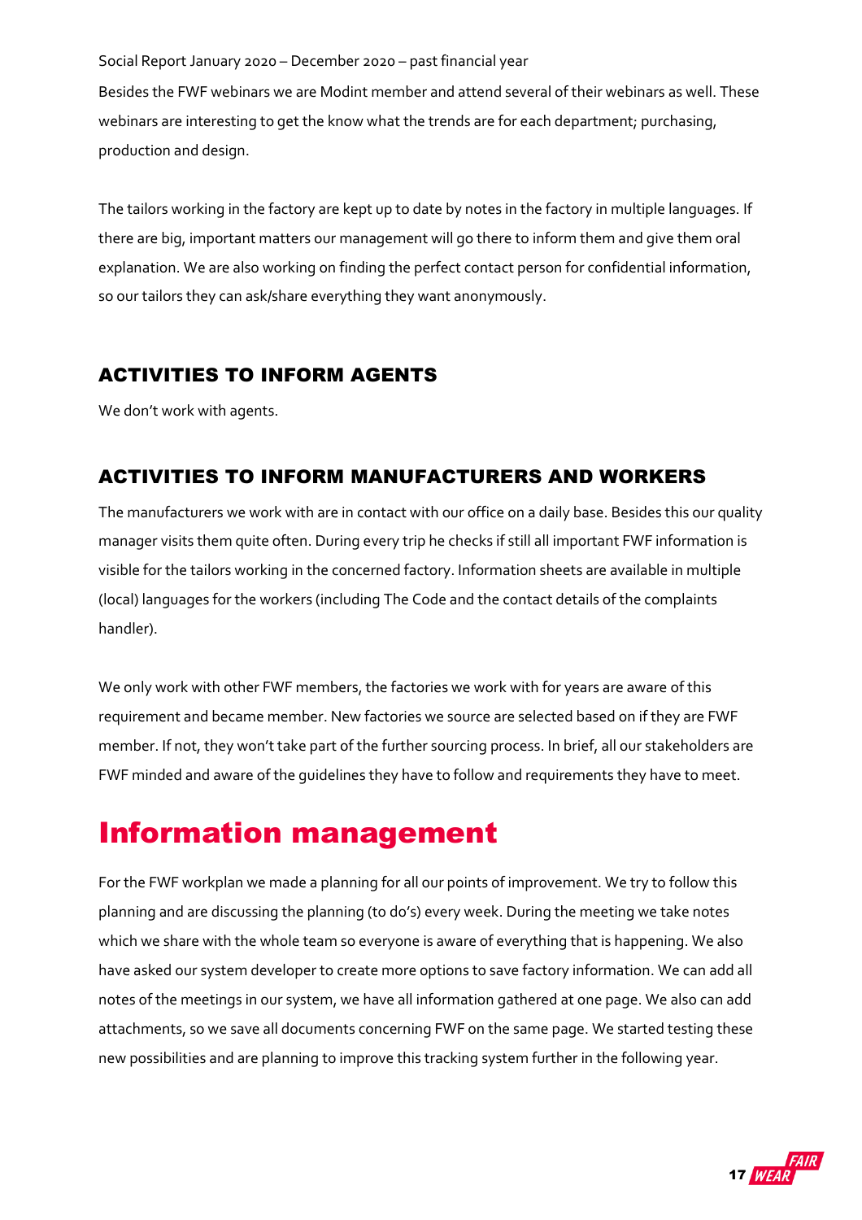Besides the FWF webinars we are Modint member and attend several of their webinars as well. These webinars are interesting to get the know what the trends are for each department; purchasing, production and design.

The tailors working in the factory are kept up to date by notes in the factory in multiple languages. If there are big, important matters our management will go there to inform them and give them oral explanation. We are also working on finding the perfect contact person for confidential information, so our tailors they can ask/share everything they want anonymously.

### ACTIVITIES TO INFORM AGENTS

We don't work with agents.

### ACTIVITIES TO INFORM MANUFACTURERS AND WORKERS

The manufacturers we work with are in contact with our office on a daily base. Besides this our quality manager visits them quite often. During every trip he checks if still all important FWF information is visible for the tailors working in the concerned factory. Information sheets are available in multiple (local) languages for the workers (including The Code and the contact details of the complaints handler).

We only work with other FWF members, the factories we work with for years are aware of this requirement and became member. New factories we source are selected based on if they are FWF member. If not, they won't take part of the further sourcing process. In brief, all our stakeholders are FWF minded and aware of the guidelines they have to follow and requirements they have to meet.

# Information management

For the FWF workplan we made a planning for all our points of improvement. We try to follow this planning and are discussing the planning (to do's) every week. During the meeting we take notes which we share with the whole team so everyone is aware of everything that is happening. We also have asked our system developer to create more options to save factory information. We can add all notes of the meetings in our system, we have all information gathered at one page. We also can add attachments, so we save all documents concerning FWF on the same page. We started testing these new possibilities and are planning to improve this tracking system further in the following year.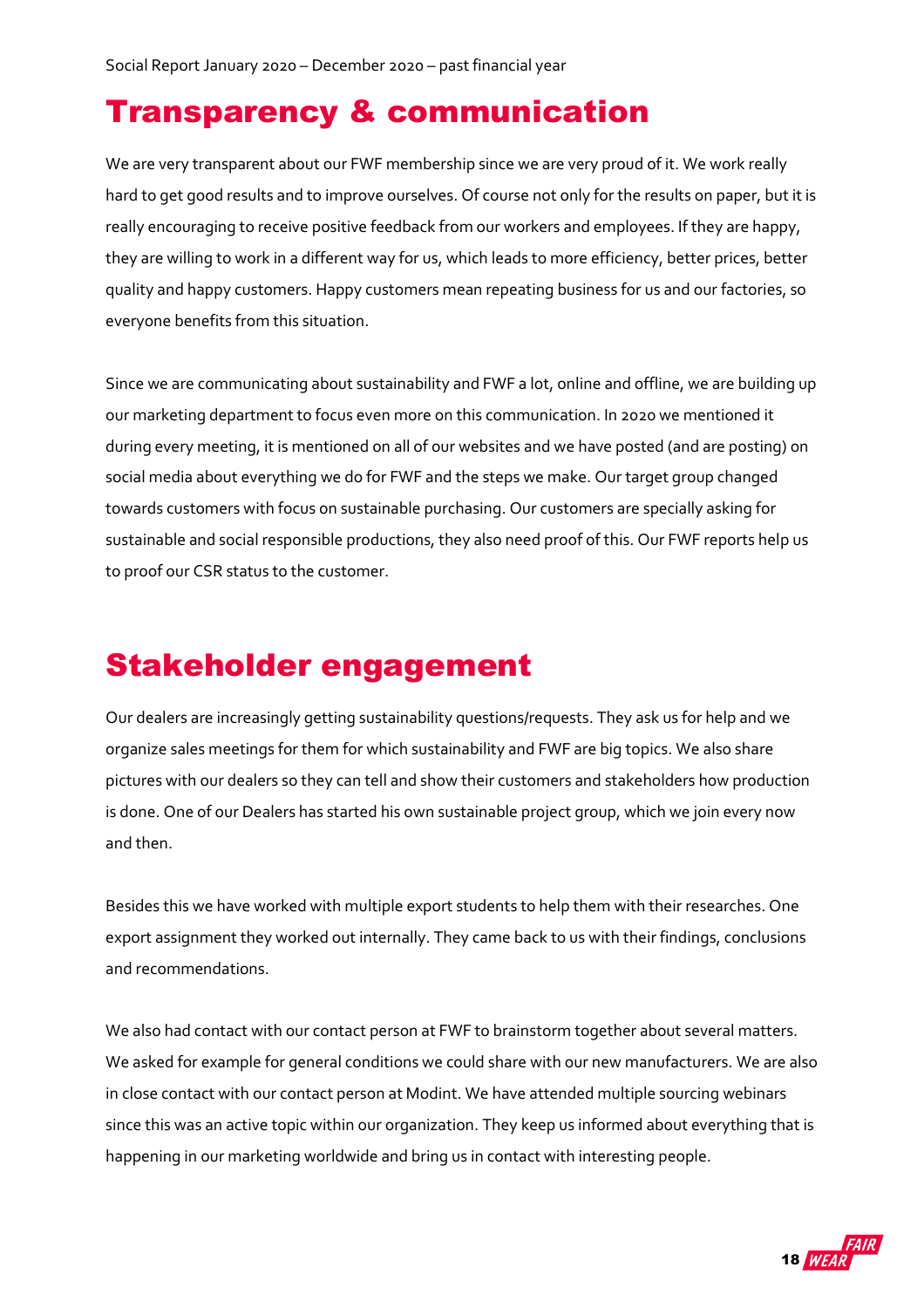## Transparency & communication

We are very transparent about our FWF membership since we are very proud of it. We work really hard to get good results and to improve ourselves. Of course not only for the results on paper, but it is really encouraging to receive positive feedback from our workers and employees. If they are happy, they are willing to work in a different way for us, which leads to more efficiency, better prices, better quality and happy customers. Happy customers mean repeating business for us and our factories, so everyone benefits from this situation.

Since we are communicating about sustainability and FWF a lot, online and offline, we are building up our marketing department to focus even more on this communication. In 2020 we mentioned it during every meeting, it is mentioned on all of our websites and we have posted (and are posting) on social media about everything we do for FWF and the steps we make. Our target group changed towards customers with focus on sustainable purchasing. Our customers are specially asking for sustainable and social responsible productions, they also need proof of this. Our FWF reports help us to proof our CSR status to the customer.

## Stakeholder engagement

Our dealers are increasingly getting sustainability questions/requests. They ask us for help and we organize sales meetings for them for which sustainability and FWF are big topics. We also share pictures with our dealers so they can tell and show their customers and stakeholders how production is done. One of our Dealers has started his own sustainable project group, which we join every now and then.

Besides this we have worked with multiple export students to help them with their researches. One export assignment they worked out internally. They came back to us with their findings, conclusions and recommendations.

We also had contact with our contact person at FWF to brainstorm together about several matters. We asked for example for general conditions we could share with our new manufacturers. We are also in close contact with our contact person at Modint. We have attended multiple sourcing webinars since this was an active topic within our organization. They keep us informed about everything that is happening in our marketing worldwide and bring us in contact with interesting people.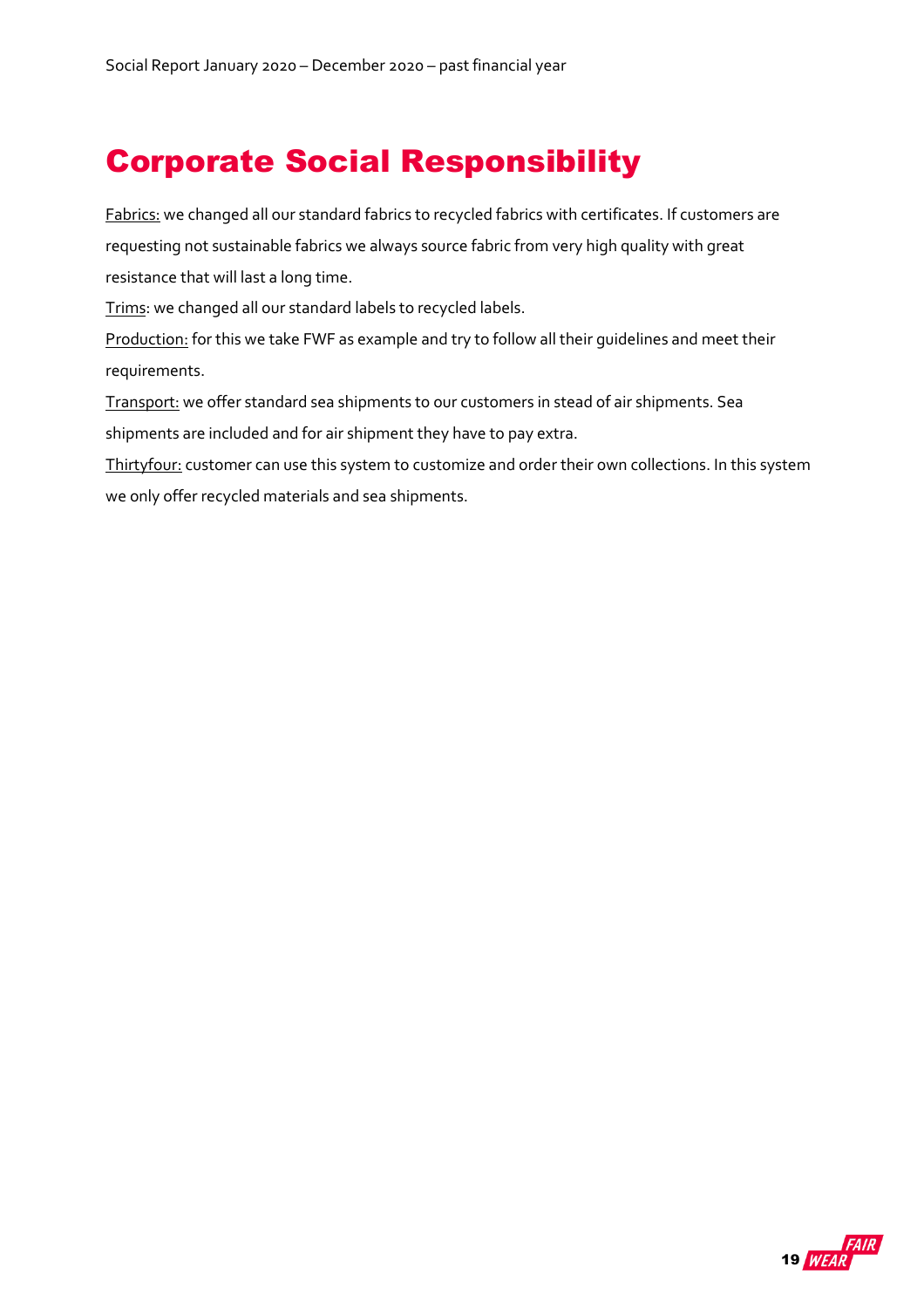# Corporate Social Responsibility

Fabrics: we changed all our standard fabrics to recycled fabrics with certificates. If customers are requesting not sustainable fabrics we always source fabric from very high quality with great resistance that will last a long time.

Trims: we changed all our standard labels to recycled labels.

Production: for this we take FWF as example and try to follow all their guidelines and meet their requirements.

Transport: we offer standard sea shipments to our customers in stead of air shipments. Sea shipments are included and for air shipment they have to pay extra.

Thirtyfour: customer can use this system to customize and order their own collections. In this system we only offer recycled materials and sea shipments.